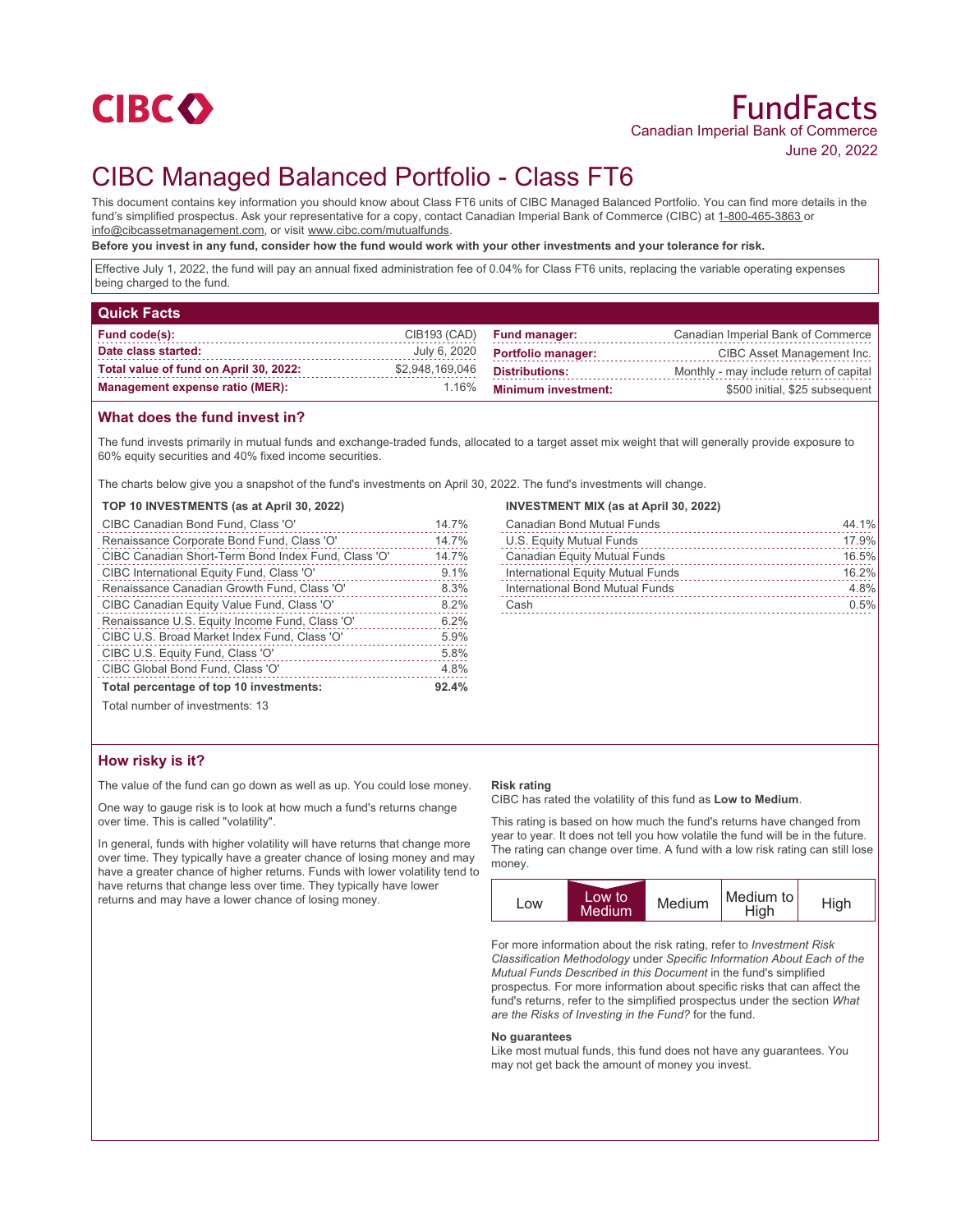CIBC

# FundFacts

Canadian Imperial Bank of Commerce

June 20, 2022

# CIBC Managed Balanced Portfolio - Class FT6

This document contains key information you should know about Class FT6 units of CIBC Managed Balanced Portfolio. You can find more details in the fund's simplified prospectus. Ask your representative for a copy, contact Canadian Imperial Bank of Commerce (CIBC) at 1-800-465-3863 or info@cibcassetmanagement.com, or visit www.cibc.com/mutualfunds.

**Before you invest in any fund, consider how the fund would work with your other investments and your tolerance for risk.**

Effective July 1, 2022, the fund will pay an annual fixed administration fee of 0.04% for Class FT6 units, replacing the variable operating expenses being charged to the fund.

## Quick Facts

| | | | |
|---|---|---|---|
| **Fund code(s):** | CIB193 (CAD) | **Fund manager:** | Canadian Imperial Bank of Commerce |
| **Date class started:** | July 6, 2020 | **Portfolio manager:** | CIBC Asset Management Inc. |
| **Total value of fund on April 30, 2022:** | $2,948,169,046 | **Distributions:** | Monthly - may include return of capital |
| **Management expense ratio (MER):** | 1.16% | **Minimum investment:** | $500 initial, $25 subsequent |

## What does the fund invest in?

The fund invests primarily in mutual funds and exchange-traded funds, allocated to a target asset mix weight that will generally provide exposure to 60% equity securities and 40% fixed income securities.

The charts below give you a snapshot of the fund's investments on April 30, 2022. The fund's investments will change.

**TOP 10 INVESTMENTS (as at April 30, 2022)**

| | |
|---|---|
| CIBC Canadian Bond Fund, Class 'O' | 14.7% |
| Renaissance Corporate Bond Fund, Class 'O' | 14.7% |
| CIBC Canadian Short-Term Bond Index Fund, Class 'O' | 14.7% |
| CIBC International Equity Fund, Class 'O' | 9.1% |
| Renaissance Canadian Growth Fund, Class 'O' | 8.3% |
| CIBC Canadian Equity Value Fund, Class 'O' | 8.2% |
| Renaissance U.S. Equity Income Fund, Class 'O' | 6.2% |
| CIBC U.S. Broad Market Index Fund, Class 'O' | 5.9% |
| CIBC U.S. Equity Fund, Class 'O' | 5.8% |
| CIBC Global Bond Fund, Class 'O' | 4.8% |
| **Total percentage of top 10 investments:** | **92.4%** |

Total number of investments: 13

**INVESTMENT MIX (as at April 30, 2022)**

| | |
|---|---|
| Canadian Bond Mutual Funds | 44.1% |
| U.S. Equity Mutual Funds | 17.9% |
| Canadian Equity Mutual Funds | 16.5% |
| International Equity Mutual Funds | 16.2% |
| International Bond Mutual Funds | 4.8% |
| Cash | 0.5% |

## How risky is it?

The value of the fund can go down as well as up. You could lose money.

One way to gauge risk is to look at how much a fund's returns change over time. This is called "volatility".

In general, funds with higher volatility will have returns that change more over time. They typically have a greater chance of losing money and may have a greater chance of higher returns. Funds with lower volatility tend to have returns that change less over time. They typically have lower returns and may have a lower chance of losing money.

**Risk rating**

CIBC has rated the volatility of this fund as **Low to Medium**.

This rating is based on how much the fund's returns have changed from year to year. It does not tell you how volatile the fund will be in the future. The rating can change over time. A fund with a low risk rating can still lose money.

| Low | **Low to Medium** | Medium | Medium to High | High |
|---|---|---|---|---|

For more information about the risk rating, refer to *Investment Risk Classification Methodology* under *Specific Information About Each of the Mutual Funds Described in this Document* in the fund's simplified prospectus. For more information about specific risks that can affect the fund's returns, refer to the simplified prospectus under the section *What are the Risks of Investing in the Fund?* for the fund.

**No guarantees**

Like most mutual funds, this fund does not have any guarantees. You may not get back the amount of money you invest.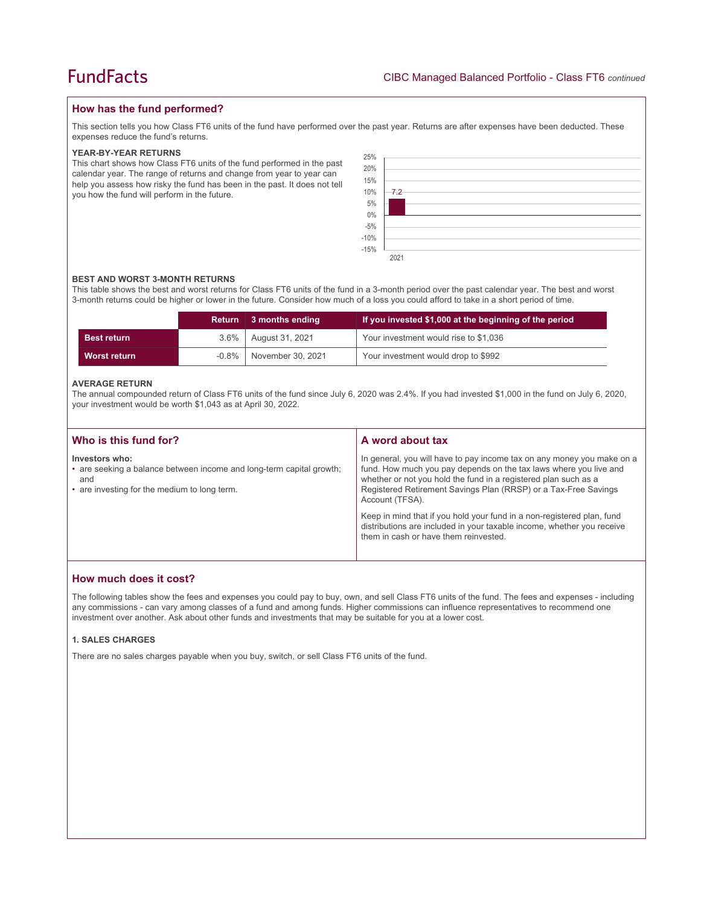## How has the fund performed?

This section tells you how Class FT6 units of the fund have performed over the past year. Returns are after expenses have been deducted. These expenses reduce the fund's returns.

### YEAR-BY-YEAR RETURNS

This chart shows how Class FT6 units of the fund performed in the past calendar year. The range of returns and change from year to year can help you assess how risky the fund has been in the past. It does not tell you how the fund will perform in the future.

| Year | Return (%) |
|---|---|
| 2021 | 7.2 |

### BEST AND WORST 3-MONTH RETURNS

This table shows the best and worst returns for Class FT6 units of the fund in a 3-month period over the past calendar year. The best and worst 3-month returns could be higher or lower in the future. Consider how much of a loss you could afford to take in a short period of time.

| | Return | 3 months ending | If you invested $1,000 at the beginning of the period |
|---|---|---|---|
| **Best return** | 3.6% | August 31, 2021 | Your investment would rise to $1,036 |
| **Worst return** | -0.8% | November 30, 2021 | Your investment would drop to $992 |

### AVERAGE RETURN

The annual compounded return of Class FT6 units of the fund since July 6, 2020 was 2.4%. If you had invested $1,000 in the fund on July 6, 2020, your investment would be worth $1,043 as at April 30, 2022.

## Who is this fund for?

**Investors who:**

- are seeking a balance between income and long-term capital growth; and
- are investing for the medium to long term.

## A word about tax

In general, you will have to pay income tax on any money you make on a fund. How much you pay depends on the tax laws where you live and whether or not you hold the fund in a registered plan such as a Registered Retirement Savings Plan (RRSP) or a Tax-Free Savings Account (TFSA).

Keep in mind that if you hold your fund in a non-registered plan, fund distributions are included in your taxable income, whether you receive them in cash or have them reinvested.

## How much does it cost?

The following tables show the fees and expenses you could pay to buy, own, and sell Class FT6 units of the fund. The fees and expenses - including any commissions - can vary among classes of a fund and among funds. Higher commissions can influence representatives to recommend one investment over another. Ask about other funds and investments that may be suitable for you at a lower cost.

### 1. SALES CHARGES

There are no sales charges payable when you buy, switch, or sell Class FT6 units of the fund.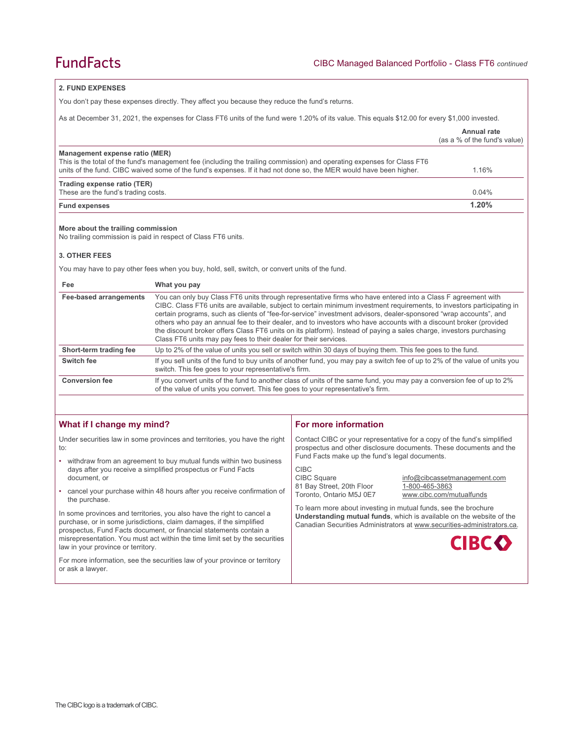### 2. FUND EXPENSES

You don't pay these expenses directly. They affect you because they reduce the fund's returns.

As at December 31, 2021, the expenses for Class FT6 units of the fund were 1.20% of its value. This equals $12.00 for every $1,000 invested.

| | Annual rate (as a % of the fund's value) |
|---|---|
| **Management expense ratio (MER)**<br>This is the total of the fund's management fee (including the trailing commission) and operating expenses for Class FT6 units of the fund. CIBC waived some of the fund's expenses. If it had not done so, the MER would have been higher. | 1.16% |
| **Trading expense ratio (TER)**<br>These are the fund's trading costs. | 0.04% |
| **Fund expenses** | **1.20%** |

**More about the trailing commission**

No trailing commission is paid in respect of Class FT6 units.

### 3. OTHER FEES

You may have to pay other fees when you buy, hold, sell, switch, or convert units of the fund.

| Fee | What you pay |
|---|---|
| **Fee-based arrangements** | You can only buy Class FT6 units through representative firms who have entered into a Class F agreement with CIBC. Class FT6 units are available, subject to certain minimum investment requirements, to investors participating in certain programs, such as clients of "fee-for-service" investment advisors, dealer-sponsored "wrap accounts", and others who pay an annual fee to their dealer, and to investors who have accounts with a discount broker (provided the discount broker offers Class FT6 units on its platform). Instead of paying a sales charge, investors purchasing Class FT6 units may pay fees to their dealer for their services. |
| **Short-term trading fee** | Up to 2% of the value of units you sell or switch within 30 days of buying them. This fee goes to the fund. |
| **Switch fee** | If you sell units of the fund to buy units of another fund, you may pay a switch fee of up to 2% of the value of units you switch. This fee goes to your representative's firm. |
| **Conversion fee** | If you convert units of the fund to another class of units of the same fund, you may pay a conversion fee of up to 2% of the value of units you convert. This fee goes to your representative's firm. |

## What if I change my mind?

Under securities law in some provinces and territories, you have the right to:

- withdraw from an agreement to buy mutual funds within two business days after you receive a simplified prospectus or Fund Facts document, or
- cancel your purchase within 48 hours after you receive confirmation of the purchase.

In some provinces and territories, you also have the right to cancel a purchase, or in some jurisdictions, claim damages, if the simplified prospectus, Fund Facts document, or financial statements contain a misrepresentation. You must act within the time limit set by the securities law in your province or territory.

For more information, see the securities law of your province or territory or ask a lawyer.

## For more information

Contact CIBC or your representative for a copy of the fund's simplified prospectus and other disclosure documents. These documents and the Fund Facts make up the fund's legal documents.

CIBC  
CIBC Square  
81 Bay Street, 20th Floor  
Toronto, Ontario M5J 0E7

info@cibcassetmanagement.com  
1-800-465-3863  
www.cibc.com/mutualfunds

To learn more about investing in mutual funds, see the brochure **Understanding mutual funds**, which is available on the website of the Canadian Securities Administrators at www.securities-administrators.ca.

The CIBC logo is a trademark of CIBC.